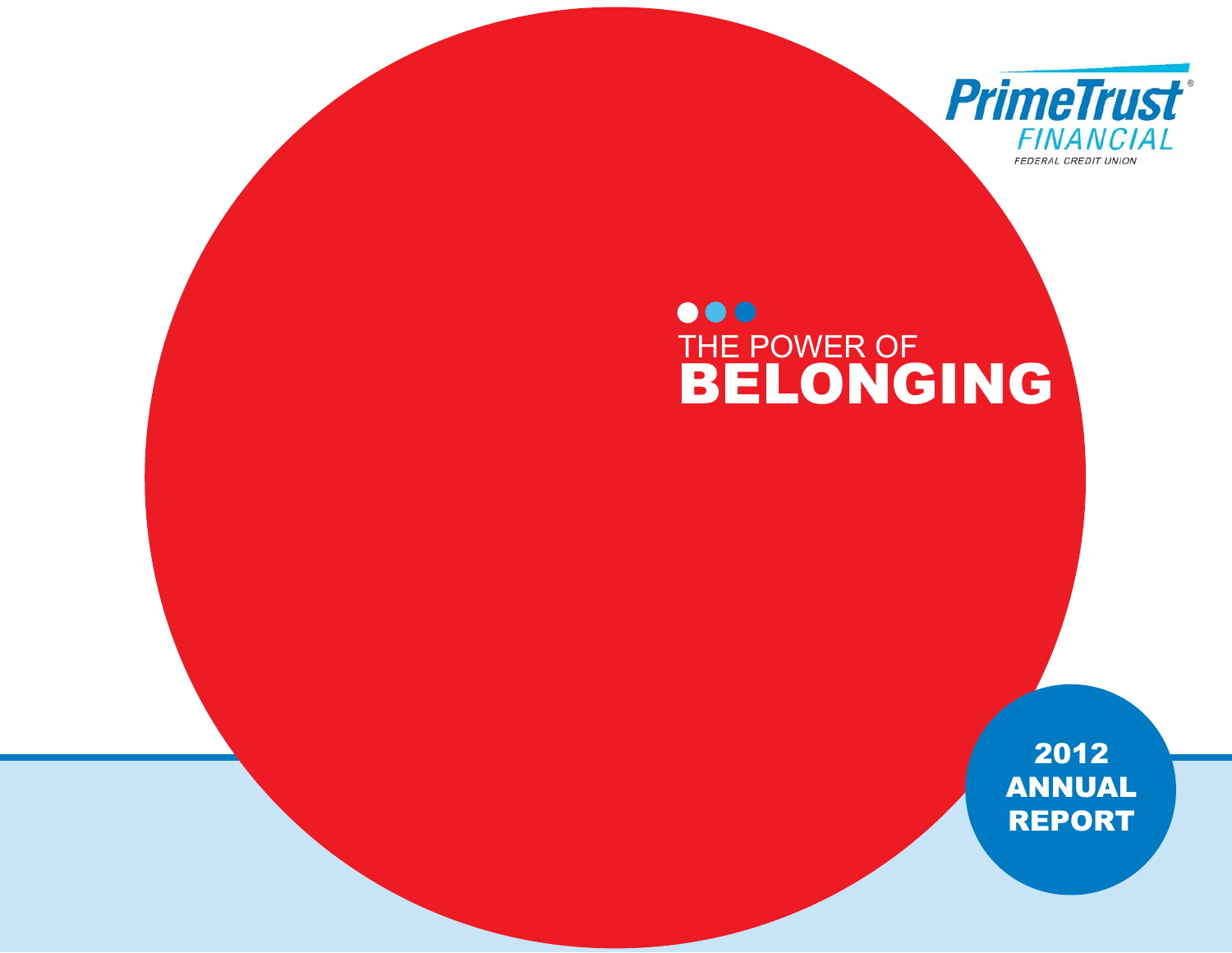PrimeTrust®
FINANCIAL
FEDERAL CREDIT UNION

# THE POWER OF BELONGING

## 2012 ANNUAL REPORT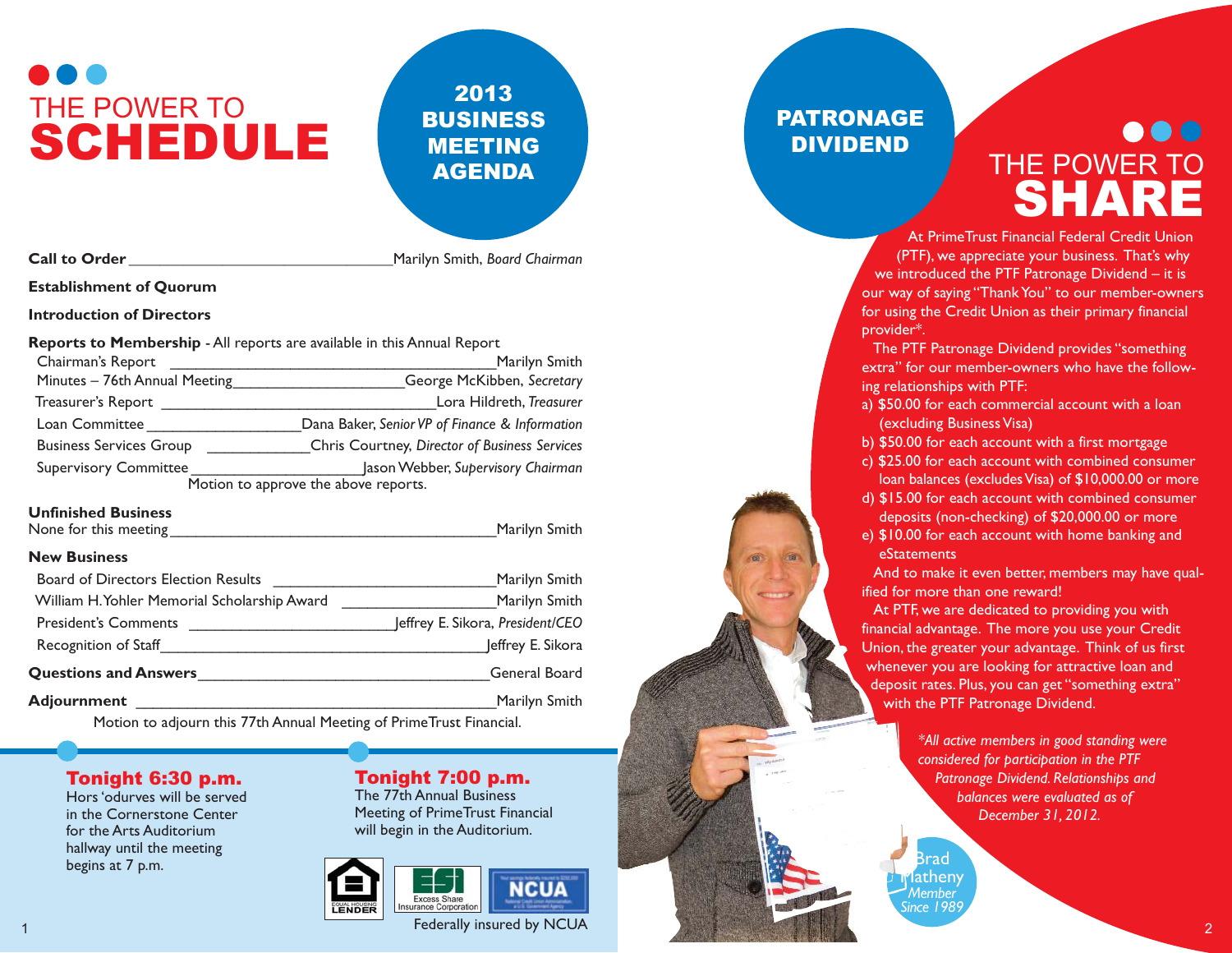# THE POWER TO SCHEDULE

## 2013 BUSINESS MEETING AGENDA

**Call to Order** ______ Marilyn Smith, *Board Chairman*

**Establishment of Quorum**

**Introduction of Directors**

**Reports to Membership** - All reports are available in this Annual Report

- Chairman's Report ______ Marilyn Smith
- Minutes – 76th Annual Meeting ______ George McKibben, *Secretary*
- Treasurer's Report ______ Lora Hildreth, *Treasurer*
- Loan Committee ______ Dana Baker, *Senior VP of Finance & Information*
- Business Services Group ______ Chris Courtney, *Director of Business Services*
- Supervisory Committee ______ Jason Webber, *Supervisory Chairman*

Motion to approve the above reports.

**Unfinished Business**

None for this meeting ______ Marilyn Smith

**New Business**

- Board of Directors Election Results ______ Marilyn Smith
- William H. Yohler Memorial Scholarship Award ______ Marilyn Smith
- President's Comments ______ Jeffrey E. Sikora, *President/CEO*
- Recognition of Staff ______ Jeffrey E. Sikora

**Questions and Answers** ______ General Board

**Adjournment** ______ Marilyn Smith

Motion to adjourn this 77th Annual Meeting of PrimeTrust Financial.

**Tonight 6:30 p.m.**
Hors 'odurves will be served in the Cornerstone Center for the Arts Auditorium hallway until the meeting begins at 7 p.m.

**Tonight 7:00 p.m.**
The 77th Annual Business Meeting of PrimeTrust Financial will begin in the Auditorium.

EQUAL HOUSING LENDER · ESI Excess Share Insurance Corporation · NCUA

Federally insured by NCUA

## PATRONAGE DIVIDEND

# THE POWER TO SHARE

At PrimeTrust Financial Federal Credit Union (PTF), we appreciate your business. That's why we introduced the PTF Patronage Dividend – it is our way of saying "Thank You" to our member-owners for using the Credit Union as their primary financial provider*.

The PTF Patronage Dividend provides "something extra" for our member-owners who have the following relationships with PTF:

a) $50.00 for each commercial account with a loan (excluding Business Visa)
b) $50.00 for each account with a first mortgage
c) $25.00 for each account with combined consumer loan balances (excludes Visa) of $10,000.00 or more
d) $15.00 for each account with combined consumer deposits (non-checking) of $20,000.00 or more
e) $10.00 for each account with home banking and eStatements

And to make it even better, members may have qualified for more than one reward!

At PTF, we are dedicated to providing you with financial advantage. The more you use your Credit Union, the greater your advantage. Think of us first whenever you are looking for attractive loan and deposit rates. Plus, you can get "something extra" with the PTF Patronage Dividend.

*\*All active members in good standing were considered for participation in the PTF Patronage Dividend. Relationships and balances were evaluated as of December 31, 2012.*

Brad Matheny
*Member Since 1989*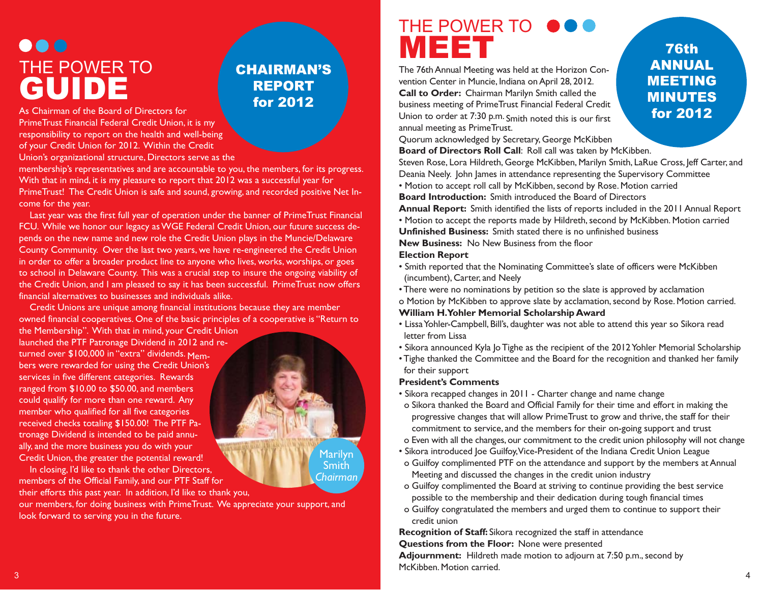# THE POWER TO GUIDE

## CHAIRMAN'S REPORT for 2012

As Chairman of the Board of Directors for PrimeTrust Financial Federal Credit Union, it is my responsibility to report on the health and well-being of your Credit Union for 2012. Within the Credit Union's organizational structure, Directors serve as the membership's representatives and are accountable to you, the members, for its progress. With that in mind, it is my pleasure to report that 2012 was a successful year for PrimeTrust! The Credit Union is safe and sound, growing, and recorded positive Net Income for the year.

Last year was the first full year of operation under the banner of PrimeTrust Financial FCU. While we honor our legacy as WGE Federal Credit Union, our future success depends on the new name and new role the Credit Union plays in the Muncie/Delaware County Community. Over the last two years, we have re-engineered the Credit Union in order to offer a broader product line to anyone who lives, works, worships, or goes to school in Delaware County. This was a crucial step to insure the ongoing viability of the Credit Union, and I am pleased to say it has been successful. PrimeTrust now offers financial alternatives to businesses and individuals alike.

Credit Unions are unique among financial institutions because they are member owned financial cooperatives. One of the basic principles of a cooperative is "Return to the Membership". With that in mind, your Credit Union launched the PTF Patronage Dividend in 2012 and returned over $100,000 in "extra" dividends. Members were rewarded for using the Credit Union's services in five different categories. Rewards ranged from $10.00 to $50.00, and members could qualify for more than one reward. Any member who qualified for all five categories received checks totaling $150.00! The PTF Patronage Dividend is intended to be paid annually, and the more business you do with your Credit Union, the greater the potential reward!

In closing, I'd like to thank the other Directors, members of the Official Family, and our PTF Staff for their efforts this past year. In addition, I'd like to thank you, our members, for doing business with PrimeTrust. We appreciate your support, and look forward to serving you in the future.

Marilyn Smith
*Chairman*

# THE POWER TO MEET

## 76th ANNUAL MEETING MINUTES for 2012

The 76th Annual Meeting was held at the Horizon Convention Center in Muncie, Indiana on April 28, 2012.

**Call to Order:** Chairman Marilyn Smith called the business meeting of PrimeTrust Financial Federal Credit Union to order at 7:30 p.m. Smith noted this is our first annual meeting as PrimeTrust.

Quorum acknowledged by Secretary, George McKibben

**Board of Directors Roll Call**: Roll call was taken by McKibben.

Steven Rose, Lora Hildreth, George McKibben, Marilyn Smith, LaRue Cross, Jeff Carter, and Deania Neely. John James in attendance representing the Supervisory Committee

- Motion to accept roll call by McKibben, second by Rose. Motion carried

**Board Introduction:** Smith introduced the Board of Directors

**Annual Report:** Smith identified the lists of reports included in the 2011 Annual Report

- Motion to accept the reports made by Hildreth, second by McKibben. Motion carried

**Unfinished Business:** Smith stated there is no unfinished business

**New Business:** No New Business from the floor

**Election Report**

- Smith reported that the Nominating Committee's slate of officers were McKibben (incumbent), Carter, and Neely
- There were no nominations by petition so the slate is approved by acclamation
  - Motion by McKibben to approve slate by acclamation, second by Rose. Motion carried.

**William H. Yohler Memorial Scholarship Award**

- Lissa Yohler-Campbell, Bill's, daughter was not able to attend this year so Sikora read letter from Lissa
- Sikora announced Kyla Jo Tighe as the recipient of the 2012 Yohler Memorial Scholarship
- Tighe thanked the Committee and the Board for the recognition and thanked her family for their support

**President's Comments**

- Sikora recapped changes in 2011 - Charter change and name change
  - Sikora thanked the Board and Official Family for their time and effort in making the progressive changes that will allow PrimeTrust to grow and thrive, the staff for their commitment to service, and the members for their on-going support and trust
  - Even with all the changes, our commitment to the credit union philosophy will not change
- Sikora introduced Joe Guilfoy, Vice-President of the Indiana Credit Union League
  - Guilfoy complimented PTF on the attendance and support by the members at Annual Meeting and discussed the changes in the credit union industry
  - Guilfoy complimented the Board at striving to continue providing the best service possible to the membership and their dedication during tough financial times
  - Guilfoy congratulated the members and urged them to continue to support their credit union

**Recognition of Staff:** Sikora recognized the staff in attendance

**Questions from the Floor:** None were presented

**Adjournment:** Hildreth made motion to adjourn at 7:50 p.m., second by McKibben. Motion carried.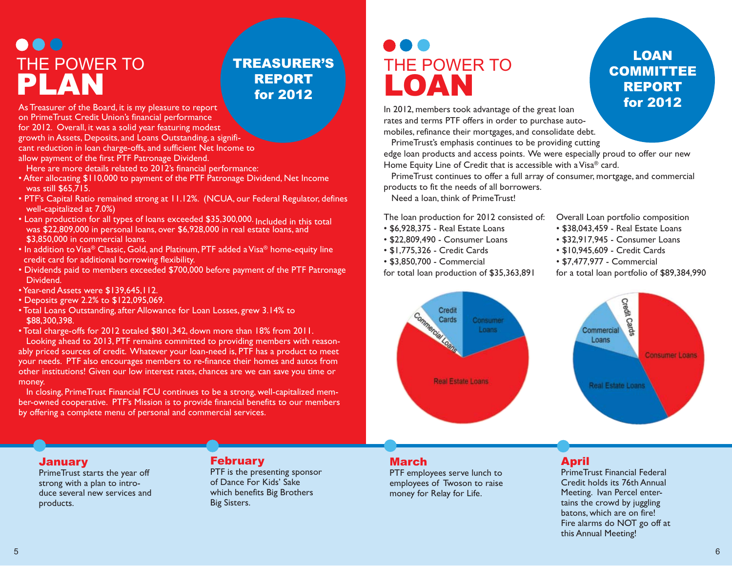# THE POWER TO PLAN

## TREASURER'S REPORT for 2012

As Treasurer of the Board, it is my pleasure to report on PrimeTrust Credit Union's financial performance for 2012. Overall, it was a solid year featuring modest growth in Assets, Deposits, and Loans Outstanding, a significant reduction in loan charge-offs, and sufficient Net Income to allow payment of the first PTF Patronage Dividend.

Here are more details related to 2012's financial performance:

- After allocating $110,000 to payment of the PTF Patronage Dividend, Net Income was still $65,715.
- PTF's Capital Ratio remained strong at 11.12%. (NCUA, our Federal Regulator, defines well-capitalized at 7.0%)
- Loan production for all types of loans exceeded $35,300,000. Included in this total was $22,809,000 in personal loans, over $6,928,000 in real estate loans, and $3,850,000 in commercial loans.
- In addition to Visa® Classic, Gold, and Platinum, PTF added a Visa® home-equity line credit card for additional borrowing flexibility.
- Dividends paid to members exceeded $700,000 before payment of the PTF Patronage Dividend.
- Year-end Assets were $139,645,112.
- Deposits grew 2.2% to $122,095,069.
- Total Loans Outstanding, after Allowance for Loan Losses, grew 3.14% to $88,300,398.
- Total charge-offs for 2012 totaled $801,342, down more than 18% from 2011.

Looking ahead to 2013, PTF remains committed to providing members with reasonably priced sources of credit. Whatever your loan-need is, PTF has a product to meet your needs. PTF also encourages members to re-finance their homes and autos from other institutions! Given our low interest rates, chances are we can save you time or money.

In closing, PrimeTrust Financial FCU continues to be a strong, well-capitalized member-owned cooperative. PTF's Mission is to provide financial benefits to our members by offering a complete menu of personal and commercial services.

# THE POWER TO LOAN

## LOAN COMMITTEE REPORT for 2012

In 2012, members took advantage of the great loan rates and terms PTF offers in order to purchase automobiles, refinance their mortgages, and consolidate debt.

PrimeTrust's emphasis continues to be providing cutting edge loan products and access points. We were especially proud to offer our new Home Equity Line of Credit that is accessible with a Visa® card.

PrimeTrust continues to offer a full array of consumer, mortgage, and commercial products to fit the needs of all borrowers.

Need a loan, think of PrimeTrust!

The loan production for 2012 consisted of:

- $6,928,375 - Real Estate Loans
- $22,809,490 - Consumer Loans
- $1,775,326 - Credit Cards
- $3,850,700 - Commercial

for total loan production of $35,363,891

Overall Loan portfolio composition

- $38,043,459 - Real Estate Loans
- $32,917,945 - Consumer Loans
- $10,945,609 - Credit Cards
- $7,477,977 - Commercial

for a total loan portfolio of $89,384,990

Credit Cards
Consumer Loans
Commercial Loans
Real Estate Loans

Credit Cards
Commercial Loans
Consumer Loans
Real Estate Loans

**January**
PrimeTrust starts the year off strong with a plan to introduce several new services and products.

**February**
PTF is the presenting sponsor of Dance For Kids' Sake which benefits Big Brothers Big Sisters.

**March**
PTF employees serve lunch to employees of Twoson to raise money for Relay for Life.

**April**
PrimeTrust Financial Federal Credit holds its 76th Annual Meeting. Ivan Percel entertains the crowd by juggling batons, which are on fire! Fire alarms do NOT go off at this Annual Meeting!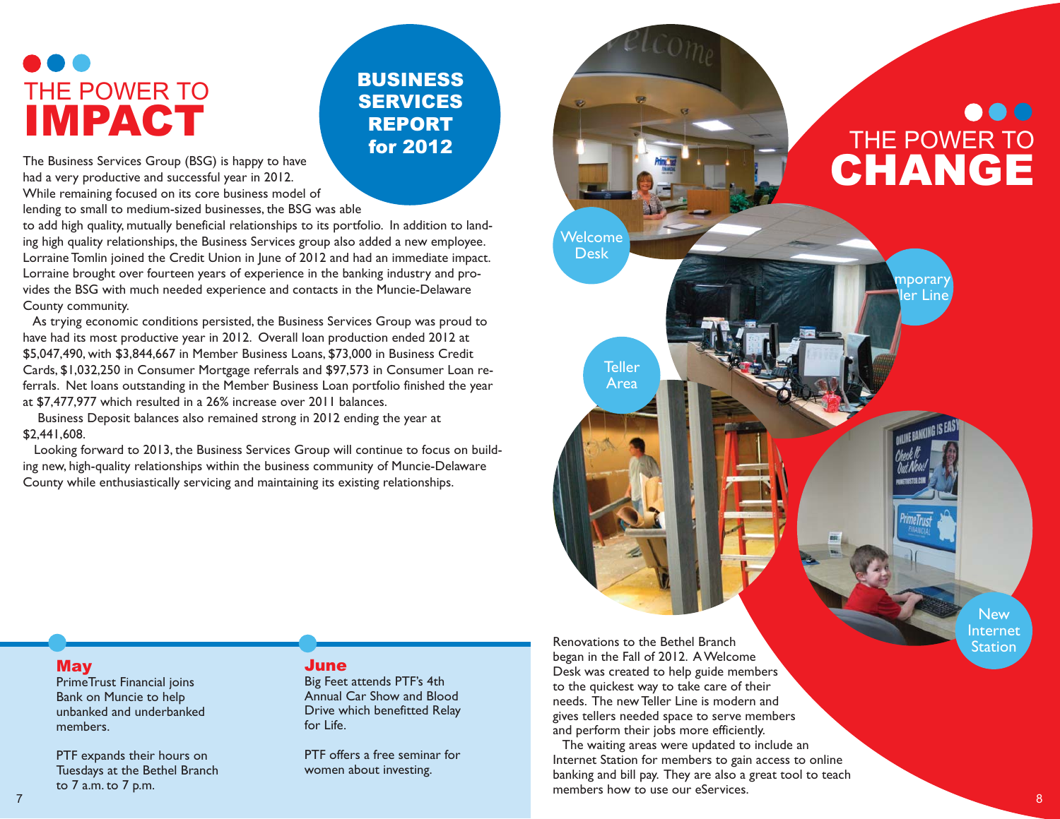# THE POWER TO IMPACT

## BUSINESS SERVICES REPORT for 2012

The Business Services Group (BSG) is happy to have had a very productive and successful year in 2012. While remaining focused on its core business model of lending to small to medium-sized businesses, the BSG was able to add high quality, mutually beneficial relationships to its portfolio. In addition to landing high quality relationships, the Business Services group also added a new employee. Lorraine Tomlin joined the Credit Union in June of 2012 and had an immediate impact. Lorraine brought over fourteen years of experience in the banking industry and provides the BSG with much needed experience and contacts in the Muncie-Delaware County community.

As trying economic conditions persisted, the Business Services Group was proud to have had its most productive year in 2012. Overall loan production ended 2012 at $5,047,490, with $3,844,667 in Member Business Loans, $73,000 in Business Credit Cards, $1,032,250 in Consumer Mortgage referrals and $97,573 in Consumer Loan referrals. Net loans outstanding in the Member Business Loan portfolio finished the year at $7,477,977 which resulted in a 26% increase over 2011 balances.

Business Deposit balances also remained strong in 2012 ending the year at $2,441,608.

Looking forward to 2013, the Business Services Group will continue to focus on building new, high-quality relationships within the business community of Muncie-Delaware County while enthusiastically servicing and maintaining its existing relationships.

**May**

PrimeTrust Financial joins Bank on Muncie to help unbanked and underbanked members.

PTF expands their hours on Tuesdays at the Bethel Branch to 7 a.m. to 7 p.m.

**June**

Big Feet attends PTF's 4th Annual Car Show and Blood Drive which benefitted Relay for Life.

PTF offers a free seminar for women about investing.

# THE POWER TO CHANGE

Welcome Desk

Temporary Teller Line

Teller Area

New Internet Station

Renovations to the Bethel Branch began in the Fall of 2012. A Welcome Desk was created to help guide members to the quickest way to take care of their needs. The new Teller Line is modern and gives tellers needed space to serve members and perform their jobs more efficiently.

The waiting areas were updated to include an Internet Station for members to gain access to online banking and bill pay. They are also a great tool to teach members how to use our eServices.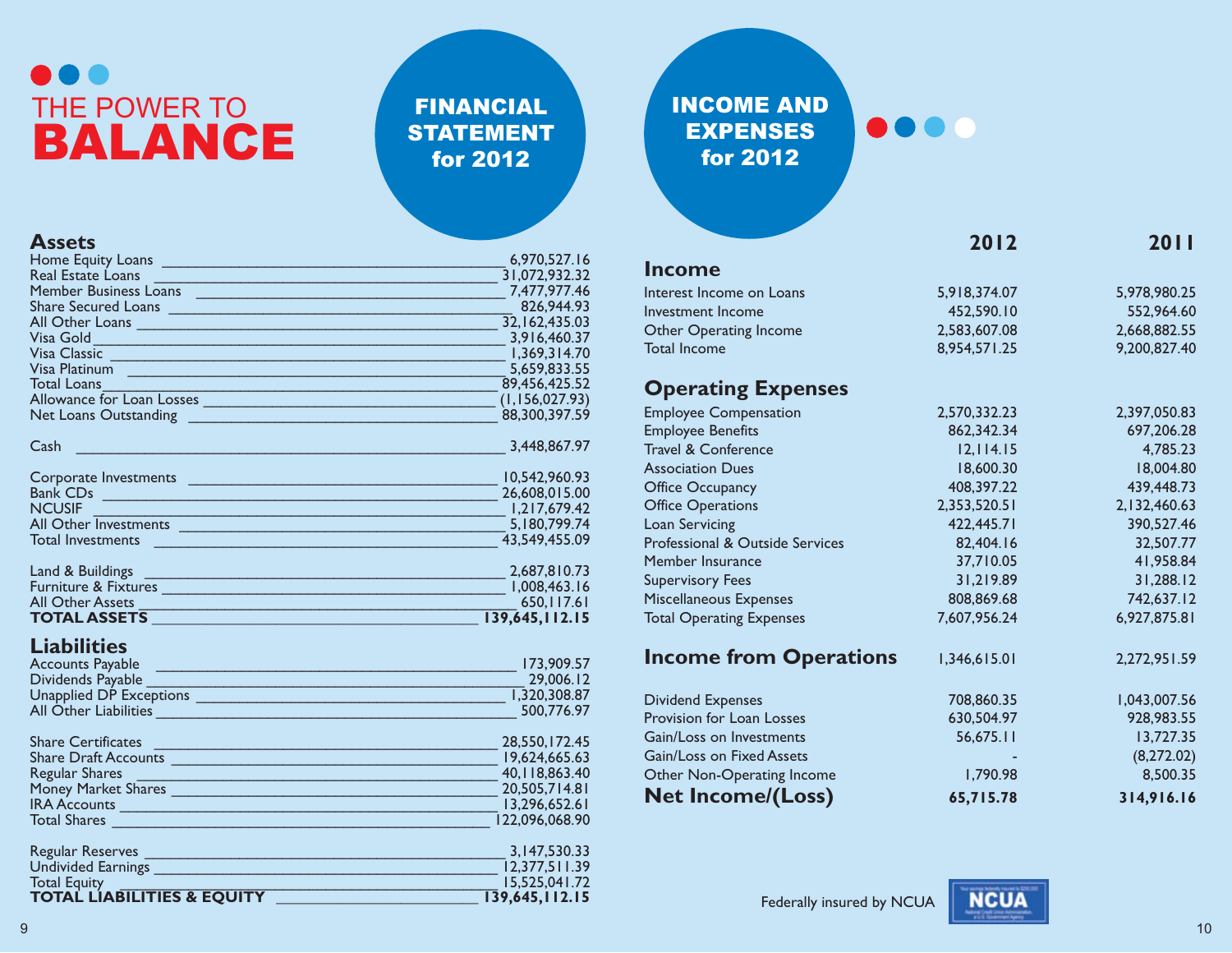# THE POWER TO BALANCE

## FINANCIAL STATEMENT for 2012

### Assets

| | |
|---|---|
| Home Equity Loans | 6,970,527.16 |
| Real Estate Loans | 31,072,932.32 |
| Member Business Loans | 7,477,977.46 |
| Share Secured Loans | 826,944.93 |
| All Other Loans | 32,162,435.03 |
| Visa Gold | 3,916,460.37 |
| Visa Classic | 1,369,314.70 |
| Visa Platinum | 5,659,833.55 |
| Total Loans | 89,456,425.52 |
| Allowance for Loan Losses | (1,156,027.93) |
| Net Loans Outstanding | 88,300,397.59 |
| Cash | 3,448,867.97 |
| Corporate Investments | 10,542,960.93 |
| Bank CDs | 26,608,015.00 |
| NCUSIF | 1,217,679.42 |
| All Other Investments | 5,180,799.74 |
| Total Investments | 43,549,455.09 |
| Land & Buildings | 2,687,810.73 |
| Furniture & Fixtures | 1,008,463.16 |
| All Other Assets | 650,117.61 |
| **TOTAL ASSETS** | **139,645,112.15** |

### Liabilities

| | |
|---|---|
| Accounts Payable | 173,909.57 |
| Dividends Payable | 29,006.12 |
| Unapplied DP Exceptions | 1,320,308.87 |
| All Other Liabilities | 500,776.97 |
| Share Certificates | 28,550,172.45 |
| Share Draft Accounts | 19,624,665.63 |
| Regular Shares | 40,118,863.40 |
| Money Market Shares | 20,505,714.81 |
| IRA Accounts | 13,296,652.61 |
| Total Shares | 122,096,068.90 |
| Regular Reserves | 3,147,530.33 |
| Undivided Earnings | 12,377,511.39 |
| Total Equity | 15,525,041.72 |
| **TOTAL LIABILITIES & EQUITY** | **139,645,112.15** |

## INCOME AND EXPENSES for 2012

| | 2012 | 2011 |
|---|---|---|
| **Income** | | |
| Interest Income on Loans | 5,918,374.07 | 5,978,980.25 |
| Investment Income | 452,590.10 | 552,964.60 |
| Other Operating Income | 2,583,607.08 | 2,668,882.55 |
| Total Income | 8,954,571.25 | 9,200,827.40 |
| **Operating Expenses** | | |
| Employee Compensation | 2,570,332.23 | 2,397,050.83 |
| Employee Benefits | 862,342.34 | 697,206.28 |
| Travel & Conference | 12,114.15 | 4,785.23 |
| Association Dues | 18,600.30 | 18,004.80 |
| Office Occupancy | 408,397.22 | 439,448.73 |
| Office Operations | 2,353,520.51 | 2,132,460.63 |
| Loan Servicing | 422,445.71 | 390,527.46 |
| Professional & Outside Services | 82,404.16 | 32,507.77 |
| Member Insurance | 37,710.05 | 41,958.84 |
| Supervisory Fees | 31,219.89 | 31,288.12 |
| Miscellaneous Expenses | 808,869.68 | 742,637.12 |
| Total Operating Expenses | 7,607,956.24 | 6,927,875.81 |
| **Income from Operations** | 1,346,615.01 | 2,272,951.59 |
| Dividend Expenses | 708,860.35 | 1,043,007.56 |
| Provision for Loan Losses | 630,504.97 | 928,983.55 |
| Gain/Loss on Investments | 56,675.11 | 13,727.35 |
| Gain/Loss on Fixed Assets | - | (8,272.02) |
| Other Non-Operating Income | 1,790.98 | 8,500.35 |
| **Net Income/(Loss)** | **65,715.78** | **314,916.16** |

Federally insured by NCUA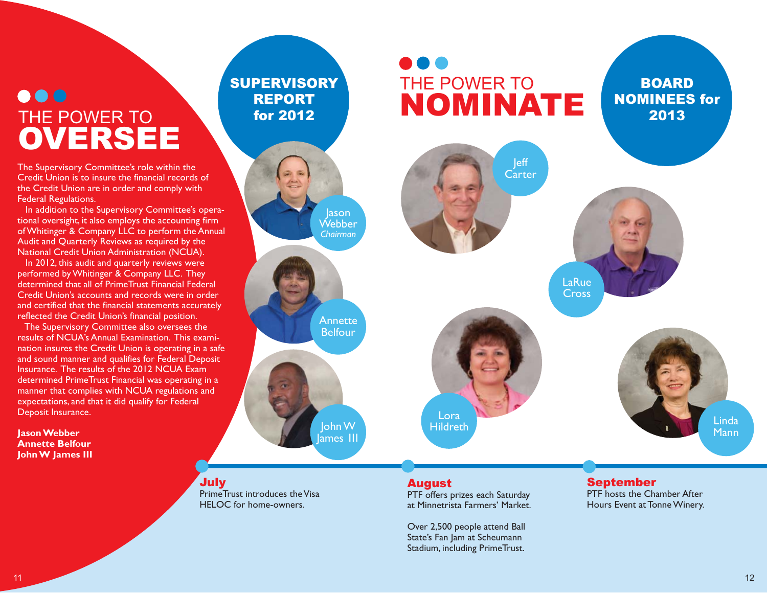# THE POWER TO OVERSEE

The Supervisory Committee's role within the Credit Union is to insure the financial records of the Credit Union are in order and comply with Federal Regulations.

In addition to the Supervisory Committee's operational oversight, it also employs the accounting firm of Whitinger & Company LLC to perform the Annual Audit and Quarterly Reviews as required by the National Credit Union Administration (NCUA).

In 2012, this audit and quarterly reviews were performed by Whitinger & Company LLC. They determined that all of PrimeTrust Financial Federal Credit Union's accounts and records were in order and certified that the financial statements accurately reflected the Credit Union's financial position.

The Supervisory Committee also oversees the results of NCUA's Annual Examination. This examination insures the Credit Union is operating in a safe and sound manner and qualifies for Federal Deposit Insurance. The results of the 2012 NCUA Exam determined PrimeTrust Financial was operating in a manner that complies with NCUA regulations and expectations, and that it did qualify for Federal Deposit Insurance.

**Jason Webber**
**Annette Belfour**
**John W James III**

## SUPERVISORY REPORT for 2012

Jason Webber
*Chairman*

Annette Belfour

John W James III

# THE POWER TO NOMINATE

## BOARD NOMINEES for 2013

Jeff Carter

LaRue Cross

Lora Hildreth

Linda Mann

**July**
PrimeTrust introduces the Visa HELOC for home-owners.

**August**
PTF offers prizes each Saturday at Minnetrista Farmers' Market.

Over 2,500 people attend Ball State's Fan Jam at Scheumann Stadium, including PrimeTrust.

**September**
PTF hosts the Chamber After Hours Event at Tonne Winery.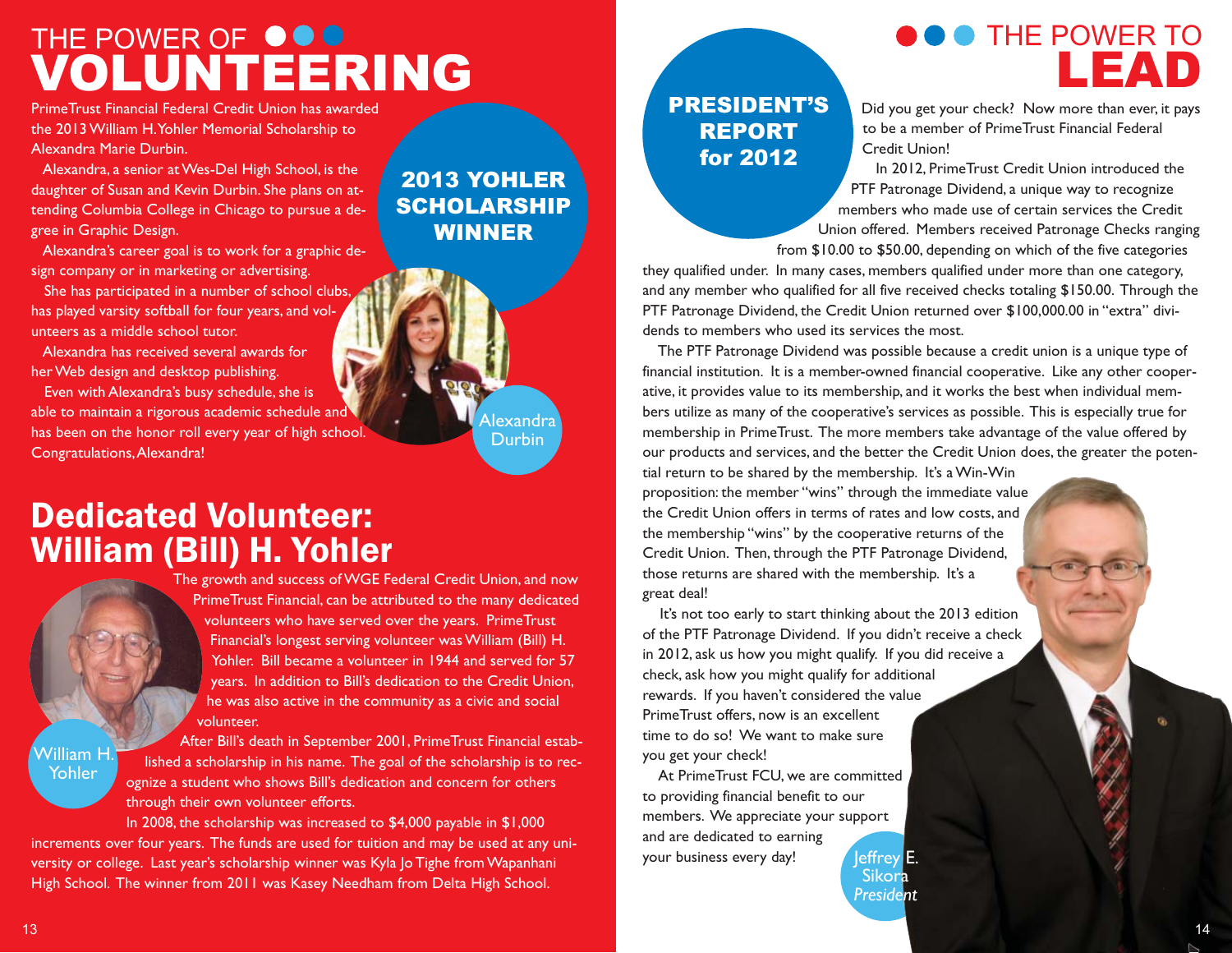# THE POWER OF VOLUNTEERING

## 2013 YOHLER SCHOLARSHIP WINNER

PrimeTrust Financial Federal Credit Union has awarded the 2013 William H. Yohler Memorial Scholarship to Alexandra Marie Durbin.

Alexandra, a senior at Wes-Del High School, is the daughter of Susan and Kevin Durbin. She plans on attending Columbia College in Chicago to pursue a degree in Graphic Design.

Alexandra's career goal is to work for a graphic design company or in marketing or advertising.

She has participated in a number of school clubs, has played varsity softball for four years, and volunteers as a middle school tutor.

Alexandra has received several awards for her Web design and desktop publishing.

Even with Alexandra's busy schedule, she is able to maintain a rigorous academic schedule and has been on the honor roll every year of high school. Congratulations, Alexandra!

Alexandra Durbin

## Dedicated Volunteer: William (Bill) H. Yohler

The growth and success of WGE Federal Credit Union, and now PrimeTrust Financial, can be attributed to the many dedicated volunteers who have served over the years. PrimeTrust Financial's longest serving volunteer was William (Bill) H. Yohler. Bill became a volunteer in 1944 and served for 57 years. In addition to Bill's dedication to the Credit Union, he was also active in the community as a civic and social volunteer.

After Bill's death in September 2001, PrimeTrust Financial established a scholarship in his name. The goal of the scholarship is to recognize a student who shows Bill's dedication and concern for others through their own volunteer efforts.

In 2008, the scholarship was increased to $4,000 payable in $1,000 increments over four years. The funds are used for tuition and may be used at any university or college. Last year's scholarship winner was Kyla Jo Tighe from Wapahani High School. The winner from 2011 was Kasey Needham from Delta High School.

William H. Yohler

# THE POWER TO LEAD

## PRESIDENT'S REPORT for 2012

Did you get your check? Now more than ever, it pays to be a member of PrimeTrust Financial Federal Credit Union!

In 2012, PrimeTrust Credit Union introduced the PTF Patronage Dividend, a unique way to recognize members who made use of certain services the Credit Union offered. Members received Patronage Checks ranging from $10.00 to $50.00, depending on which of the five categories they qualified under. In many cases, members qualified under more than one category, and any member who qualified for all five received checks totaling $150.00. Through the PTF Patronage Dividend, the Credit Union returned over $100,000.00 in "extra" dividends to members who used its services the most.

The PTF Patronage Dividend was possible because a credit union is a unique type of financial institution. It is a member-owned financial cooperative. Like any other cooperative, it provides value to its membership, and it works the best when individual members utilize as many of the cooperative's services as possible. This is especially true for membership in PrimeTrust. The more members take advantage of the value offered by our products and services, and the better the Credit Union does, the greater the potential return to be shared by the membership. It's a Win-Win proposition: the member "wins" through the immediate value the Credit Union offers in terms of rates and low costs, and the membership "wins" by the cooperative returns of the Credit Union. Then, through the PTF Patronage Dividend, those returns are shared with the membership. It's a great deal!

It's not too early to start thinking about the 2013 edition of the PTF Patronage Dividend. If you didn't receive a check in 2012, ask us how you might qualify. If you did receive a check, ask how you might qualify for additional rewards. If you haven't considered the value PrimeTrust offers, now is an excellent time to do so! We want to make sure you get your check!

At PrimeTrust FCU, we are committed to providing financial benefit to our members. We appreciate your support and are dedicated to earning your business every day!

Jeffrey E. Sikora
*President*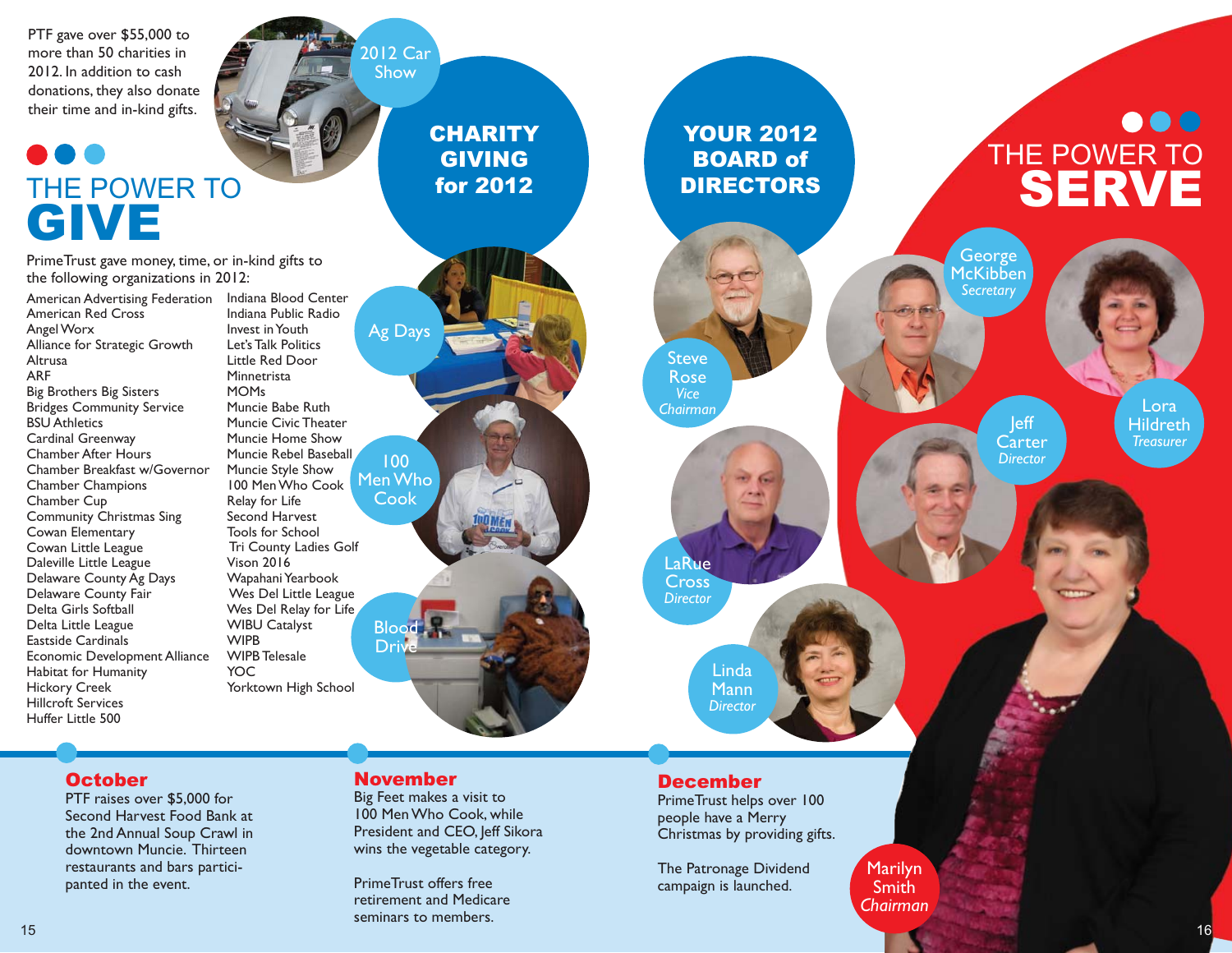PTF gave over $55,000 to more than 50 charities in 2012. In addition to cash donations, they also donate their time and in-kind gifts.

# THE POWER TO GIVE

PrimeTrust gave money, time, or in-kind gifts to the following organizations in 2012:

American Advertising Federation
American Red Cross
Angel Worx
Alliance for Strategic Growth
Altrusa
ARF
Big Brothers Big Sisters
Bridges Community Service
BSU Athletics
Cardinal Greenway
Chamber After Hours
Chamber Breakfast w/Governor
Chamber Champions
Chamber Cup
Community Christmas Sing
Cowan Elementary
Cowan Little League
Daleville Little League
Delaware County Ag Days
Delaware County Fair
Delta Girls Softball
Delta Little League
Eastside Cardinals
Economic Development Alliance
Habitat for Humanity
Hickory Creek
Hillcroft Services
Huffer Little 500
Indiana Blood Center
Indiana Public Radio
Invest in Youth
Let's Talk Politics
Little Red Door
Minnetrista
MOMs
Muncie Babe Ruth
Muncie Civic Theater
Muncie Home Show
Muncie Rebel Baseball
Muncie Style Show
100 Men Who Cook
Relay for Life
Second Harvest
Tools for School
Tri County Ladies Golf
Vison 2016
Wapahani Yearbook
Wes Del Little League
Wes Del Relay for Life
WIBU Catalyst
WIPB
WIPB Telesale
YOC
Yorktown High School

## CHARITY GIVING for 2012

2012 Car Show

Ag Days

100 Men Who Cook

Blood Drive

## YOUR 2012 BOARD of DIRECTORS

# THE POWER TO SERVE

Steve Rose
*Vice Chairman*

George McKibben
*Secretary*

Lora Hildreth
*Treasurer*

Jeff Carter
*Director*

LaRue Cross
*Director*

Linda Mann
*Director*

Marilyn Smith
*Chairman*

### October

PTF raises over $5,000 for Second Harvest Food Bank at the 2nd Annual Soup Crawl in downtown Muncie. Thirteen restaurants and bars participanted in the event.

### November

Big Feet makes a visit to 100 Men Who Cook, while President and CEO, Jeff Sikora wins the vegetable category.

PrimeTrust offers free retirement and Medicare seminars to members.

### December

PrimeTrust helps over 100 people have a Merry Christmas by providing gifts.

The Patronage Dividend campaign is launched.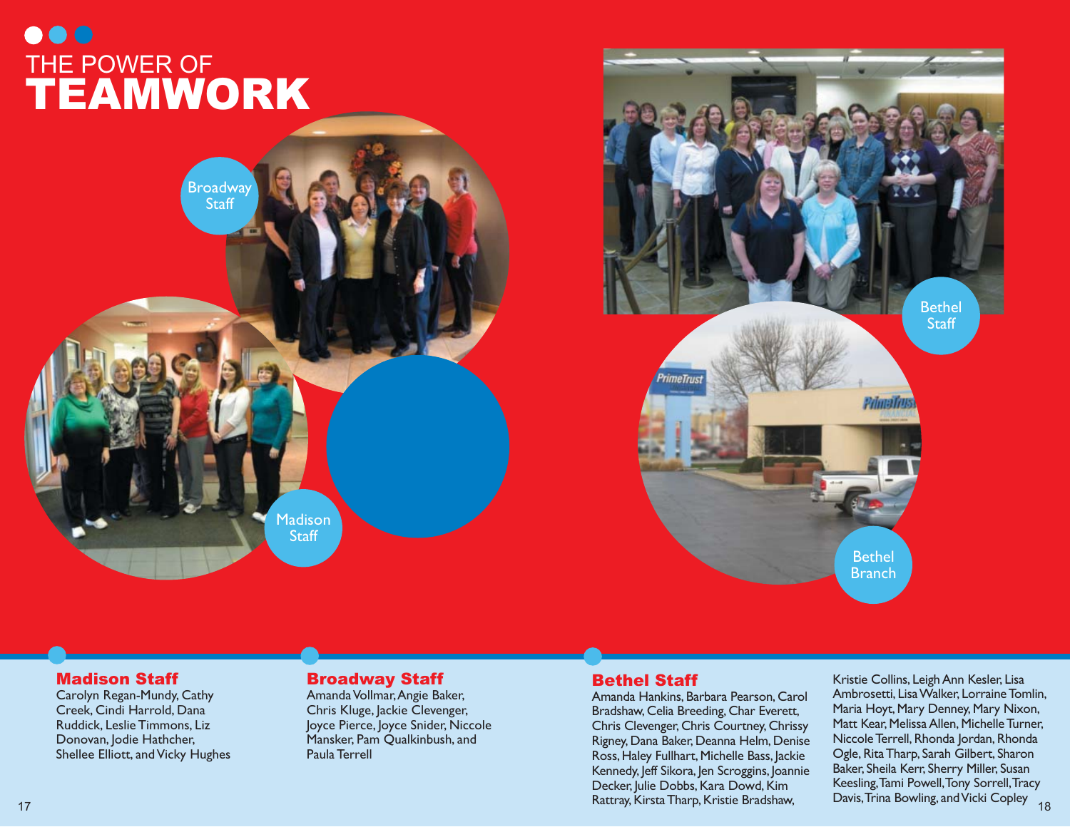# THE POWER OF TEAMWORK

Broadway Staff

Madison Staff

Bethel Staff

Bethel Branch

## Madison Staff

Carolyn Regan-Mundy, Cathy Creek, Cindi Harrold, Dana Ruddick, Leslie Timmons, Liz Donovan, Jodie Hathcher, Shellee Elliott, and Vicky Hughes

## Broadway Staff

Amanda Vollmar, Angie Baker, Chris Kluge, Jackie Clevenger, Joyce Pierce, Joyce Snider, Niccole Mansker, Pam Qualkinbush, and Paula Terrell

## Bethel Staff

Amanda Hankins, Barbara Pearson, Carol Bradshaw, Celia Breeding, Char Everett, Chris Clevenger, Chris Courtney, Chrissy Rigney, Dana Baker, Deanna Helm, Denise Ross, Haley Fullhart, Michelle Bass, Jackie Kennedy, Jeff Sikora, Jen Scroggins, Joannie Decker, Julie Dobbs, Kara Dowd, Kim Rattray, Kirsta Tharp, Kristie Bradshaw, Kristie Collins, Leigh Ann Kesler, Lisa Ambrosetti, Lisa Walker, Lorraine Tomlin, Maria Hoyt, Mary Denney, Mary Nixon, Matt Kear, Melissa Allen, Michelle Turner, Niccole Terrell, Rhonda Jordan, Rhonda Ogle, Rita Tharp, Sarah Gilbert, Sharon Baker, Sheila Kerr, Sherry Miller, Susan Keesling, Tami Powell, Tony Sorrell, Tracy Davis, Trina Bowling, and Vicki Copley